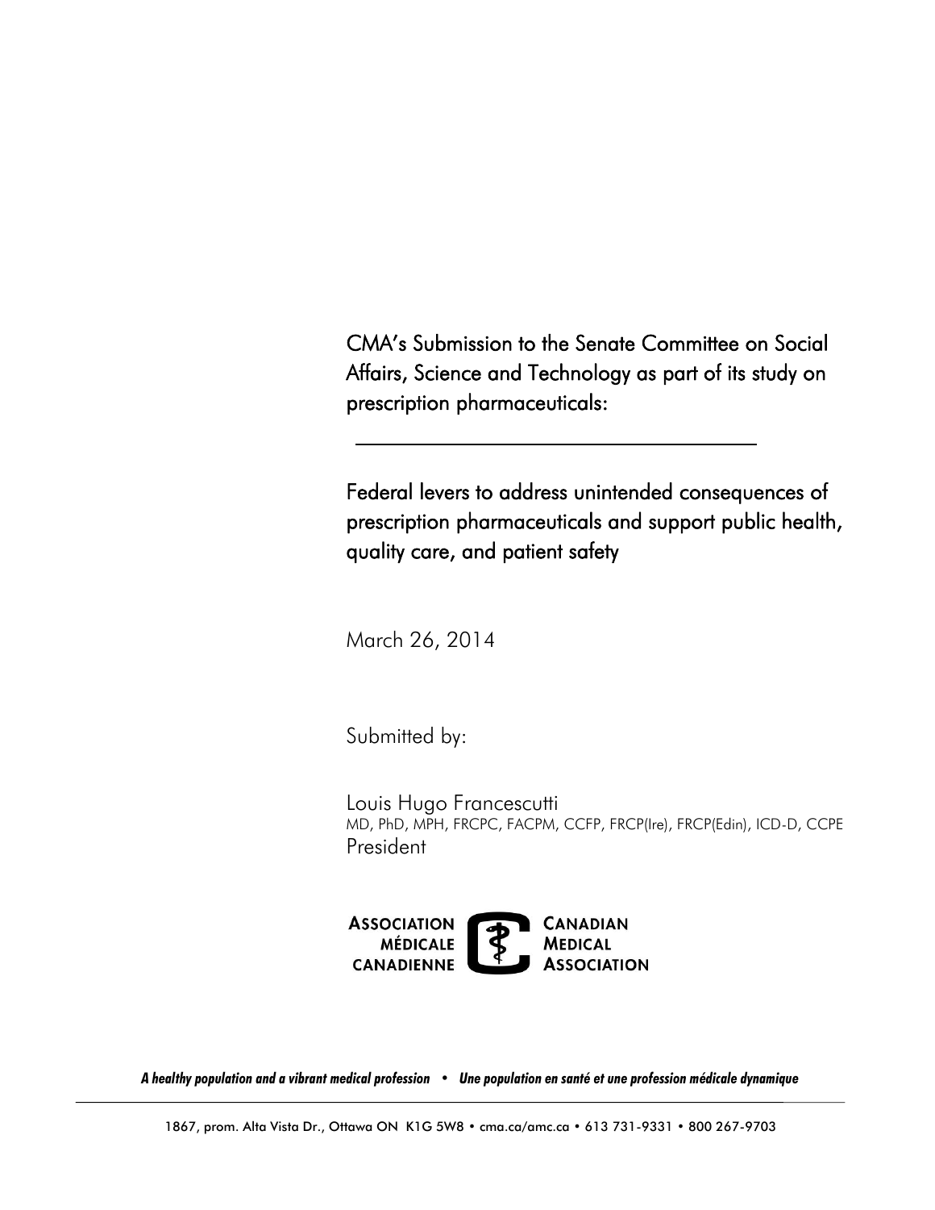# CMA's Submission to the Senate Committee on Social Affairs, Science and Technology as part of its study on prescription pharmaceuticals:

---

## Federal levers to address unintended consequences of prescription pharmaceuticals and support public health, quality care, and patient safety

March 26, 2014

Submitted by:

Louis Hugo Francescutti
MD, PhD, MPH, FRCPC, FACPM, CCFP, FRCP(Ire), FRCP(Edin), ICD-D, CCPE
President

ASSOCIATION MÉDICALE CANADIENNE | CANADIAN MEDICAL ASSOCIATION

*A healthy population and a vibrant medical profession • Une population en santé et une profession médicale dynamique*

1867, prom. Alta Vista Dr., Ottawa ON K1G 5W8 • cma.ca/amc.ca • 613 731-9331 • 800 267-9703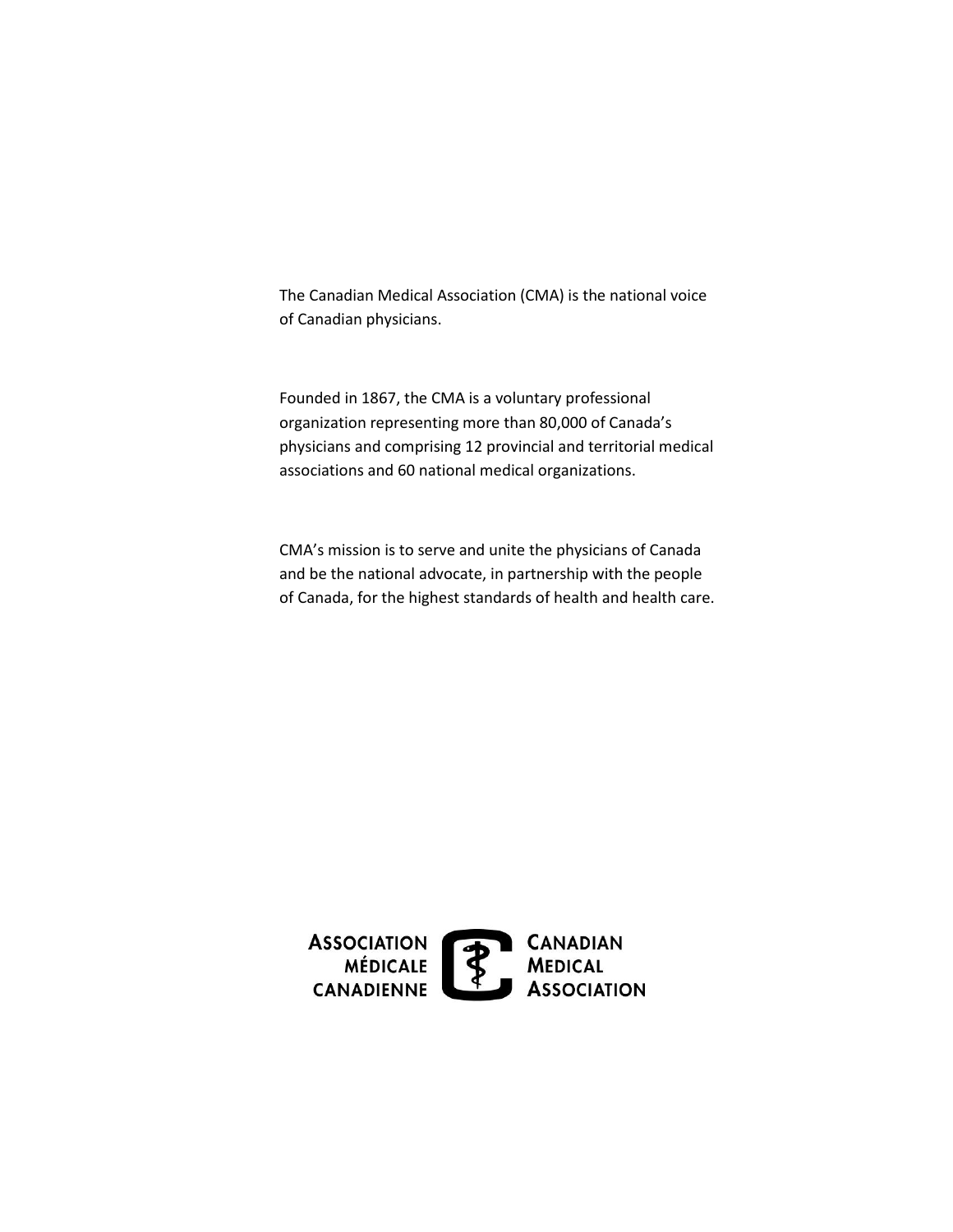The Canadian Medical Association (CMA) is the national voice of Canadian physicians.

Founded in 1867, the CMA is a voluntary professional organization representing more than 80,000 of Canada's physicians and comprising 12 provincial and territorial medical associations and 60 national medical organizations.

CMA's mission is to serve and unite the physicians of Canada and be the national advocate, in partnership with the people of Canada, for the highest standards of health and health care.

ASSOCIATION MÉDICALE CANADIENNE

CANADIAN MEDICAL ASSOCIATION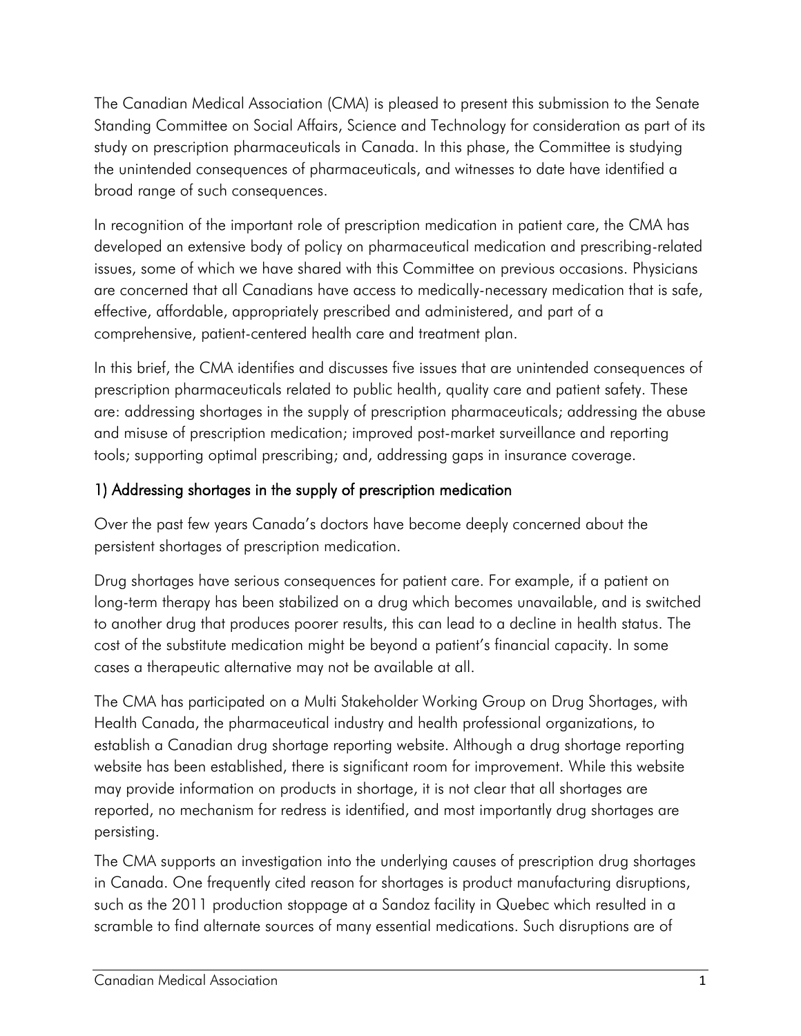The Canadian Medical Association (CMA) is pleased to present this submission to the Senate Standing Committee on Social Affairs, Science and Technology for consideration as part of its study on prescription pharmaceuticals in Canada. In this phase, the Committee is studying the unintended consequences of pharmaceuticals, and witnesses to date have identified a broad range of such consequences.

In recognition of the important role of prescription medication in patient care, the CMA has developed an extensive body of policy on pharmaceutical medication and prescribing-related issues, some of which we have shared with this Committee on previous occasions. Physicians are concerned that all Canadians have access to medically-necessary medication that is safe, effective, affordable, appropriately prescribed and administered, and part of a comprehensive, patient-centered health care and treatment plan.

In this brief, the CMA identifies and discusses five issues that are unintended consequences of prescription pharmaceuticals related to public health, quality care and patient safety. These are: addressing shortages in the supply of prescription pharmaceuticals; addressing the abuse and misuse of prescription medication; improved post-market surveillance and reporting tools; supporting optimal prescribing; and, addressing gaps in insurance coverage.

## 1) Addressing shortages in the supply of prescription medication

Over the past few years Canada's doctors have become deeply concerned about the persistent shortages of prescription medication.

Drug shortages have serious consequences for patient care. For example, if a patient on long-term therapy has been stabilized on a drug which becomes unavailable, and is switched to another drug that produces poorer results, this can lead to a decline in health status. The cost of the substitute medication might be beyond a patient's financial capacity. In some cases a therapeutic alternative may not be available at all.

The CMA has participated on a Multi Stakeholder Working Group on Drug Shortages, with Health Canada, the pharmaceutical industry and health professional organizations, to establish a Canadian drug shortage reporting website. Although a drug shortage reporting website has been established, there is significant room for improvement. While this website may provide information on products in shortage, it is not clear that all shortages are reported, no mechanism for redress is identified, and most importantly drug shortages are persisting.

The CMA supports an investigation into the underlying causes of prescription drug shortages in Canada. One frequently cited reason for shortages is product manufacturing disruptions, such as the 2011 production stoppage at a Sandoz facility in Quebec which resulted in a scramble to find alternate sources of many essential medications. Such disruptions are of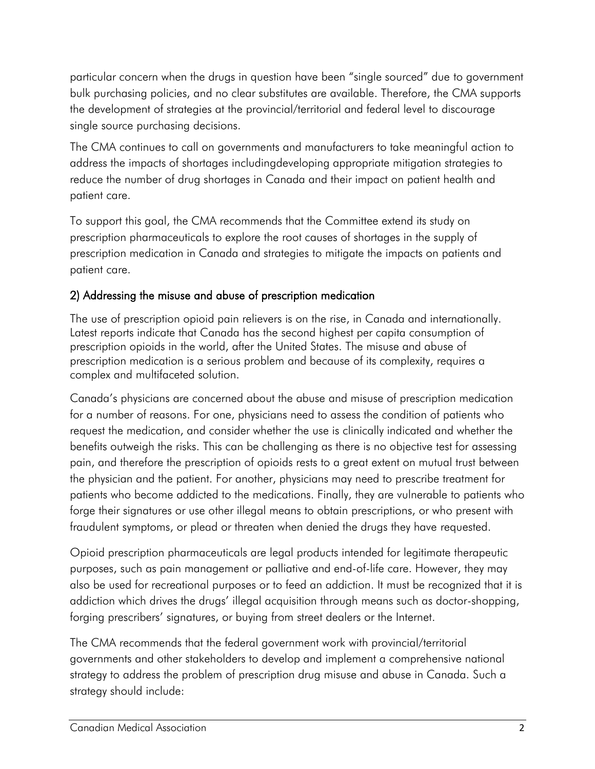particular concern when the drugs in question have been "single sourced" due to government bulk purchasing policies, and no clear substitutes are available. Therefore, the CMA supports the development of strategies at the provincial/territorial and federal level to discourage single source purchasing decisions.

The CMA continues to call on governments and manufacturers to take meaningful action to address the impacts of shortages includingdeveloping appropriate mitigation strategies to reduce the number of drug shortages in Canada and their impact on patient health and patient care.

To support this goal, the CMA recommends that the Committee extend its study on prescription pharmaceuticals to explore the root causes of shortages in the supply of prescription medication in Canada and strategies to mitigate the impacts on patients and patient care.

## 2) Addressing the misuse and abuse of prescription medication

The use of prescription opioid pain relievers is on the rise, in Canada and internationally. Latest reports indicate that Canada has the second highest per capita consumption of prescription opioids in the world, after the United States. The misuse and abuse of prescription medication is a serious problem and because of its complexity, requires a complex and multifaceted solution.

Canada's physicians are concerned about the abuse and misuse of prescription medication for a number of reasons. For one, physicians need to assess the condition of patients who request the medication, and consider whether the use is clinically indicated and whether the benefits outweigh the risks. This can be challenging as there is no objective test for assessing pain, and therefore the prescription of opioids rests to a great extent on mutual trust between the physician and the patient. For another, physicians may need to prescribe treatment for patients who become addicted to the medications. Finally, they are vulnerable to patients who forge their signatures or use other illegal means to obtain prescriptions, or who present with fraudulent symptoms, or plead or threaten when denied the drugs they have requested.

Opioid prescription pharmaceuticals are legal products intended for legitimate therapeutic purposes, such as pain management or palliative and end-of-life care. However, they may also be used for recreational purposes or to feed an addiction. It must be recognized that it is addiction which drives the drugs' illegal acquisition through means such as doctor-shopping, forging prescribers' signatures, or buying from street dealers or the Internet.

The CMA recommends that the federal government work with provincial/territorial governments and other stakeholders to develop and implement a comprehensive national strategy to address the problem of prescription drug misuse and abuse in Canada. Such a strategy should include: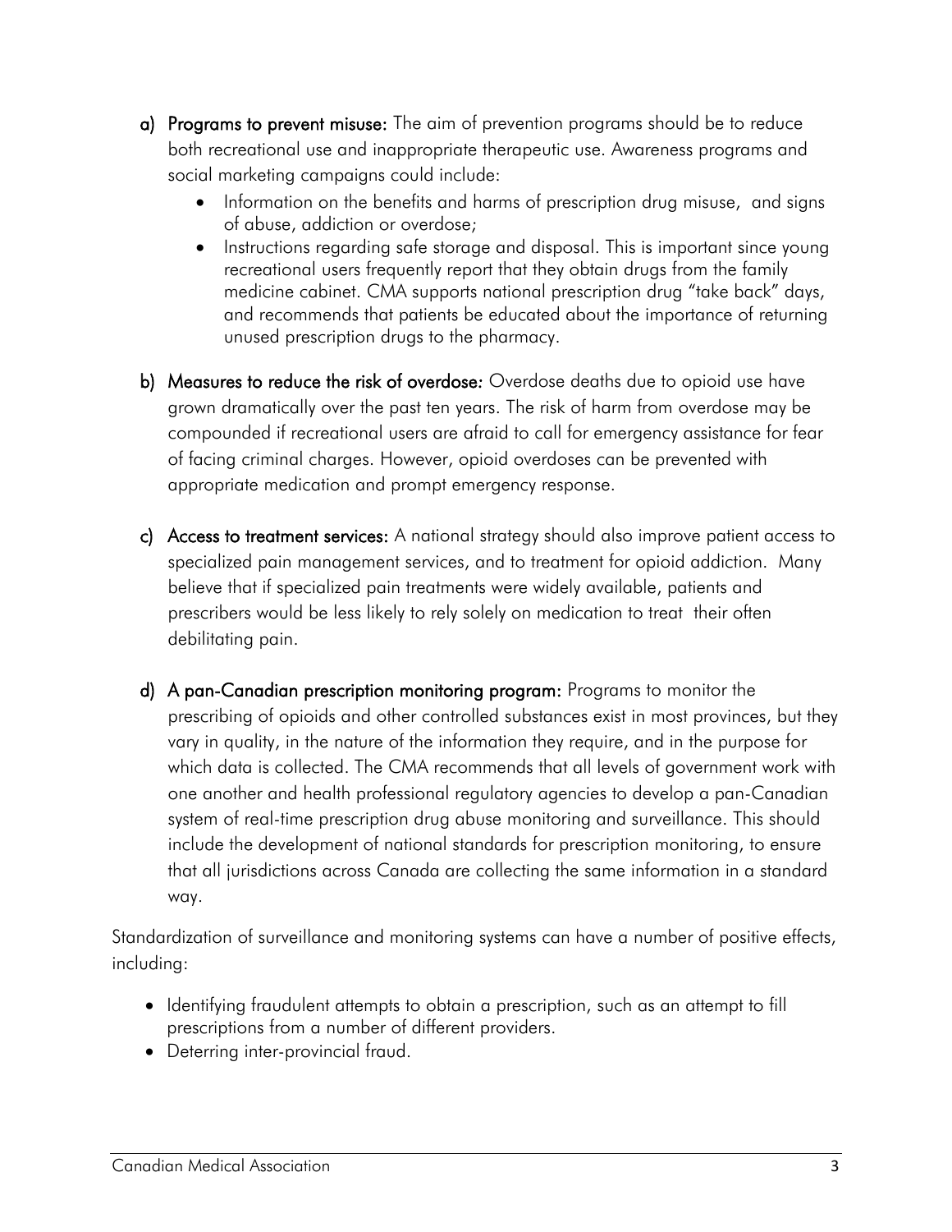a) **Programs to prevent misuse:** The aim of prevention programs should be to reduce both recreational use and inappropriate therapeutic use. Awareness programs and social marketing campaigns could include:

   - Information on the benefits and harms of prescription drug misuse, and signs of abuse, addiction or overdose;
   - Instructions regarding safe storage and disposal. This is important since young recreational users frequently report that they obtain drugs from the family medicine cabinet. CMA supports national prescription drug "take back" days, and recommends that patients be educated about the importance of returning unused prescription drugs to the pharmacy.

b) **Measures to reduce the risk of overdose:** Overdose deaths due to opioid use have grown dramatically over the past ten years. The risk of harm from overdose may be compounded if recreational users are afraid to call for emergency assistance for fear of facing criminal charges. However, opioid overdoses can be prevented with appropriate medication and prompt emergency response.

c) **Access to treatment services:** A national strategy should also improve patient access to specialized pain management services, and to treatment for opioid addiction. Many believe that if specialized pain treatments were widely available, patients and prescribers would be less likely to rely solely on medication to treat their often debilitating pain.

d) **A pan-Canadian prescription monitoring program:** Programs to monitor the prescribing of opioids and other controlled substances exist in most provinces, but they vary in quality, in the nature of the information they require, and in the purpose for which data is collected. The CMA recommends that all levels of government work with one another and health professional regulatory agencies to develop a pan-Canadian system of real-time prescription drug abuse monitoring and surveillance. This should include the development of national standards for prescription monitoring, to ensure that all jurisdictions across Canada are collecting the same information in a standard way.

Standardization of surveillance and monitoring systems can have a number of positive effects, including:

- Identifying fraudulent attempts to obtain a prescription, such as an attempt to fill prescriptions from a number of different providers.
- Deterring inter-provincial fraud.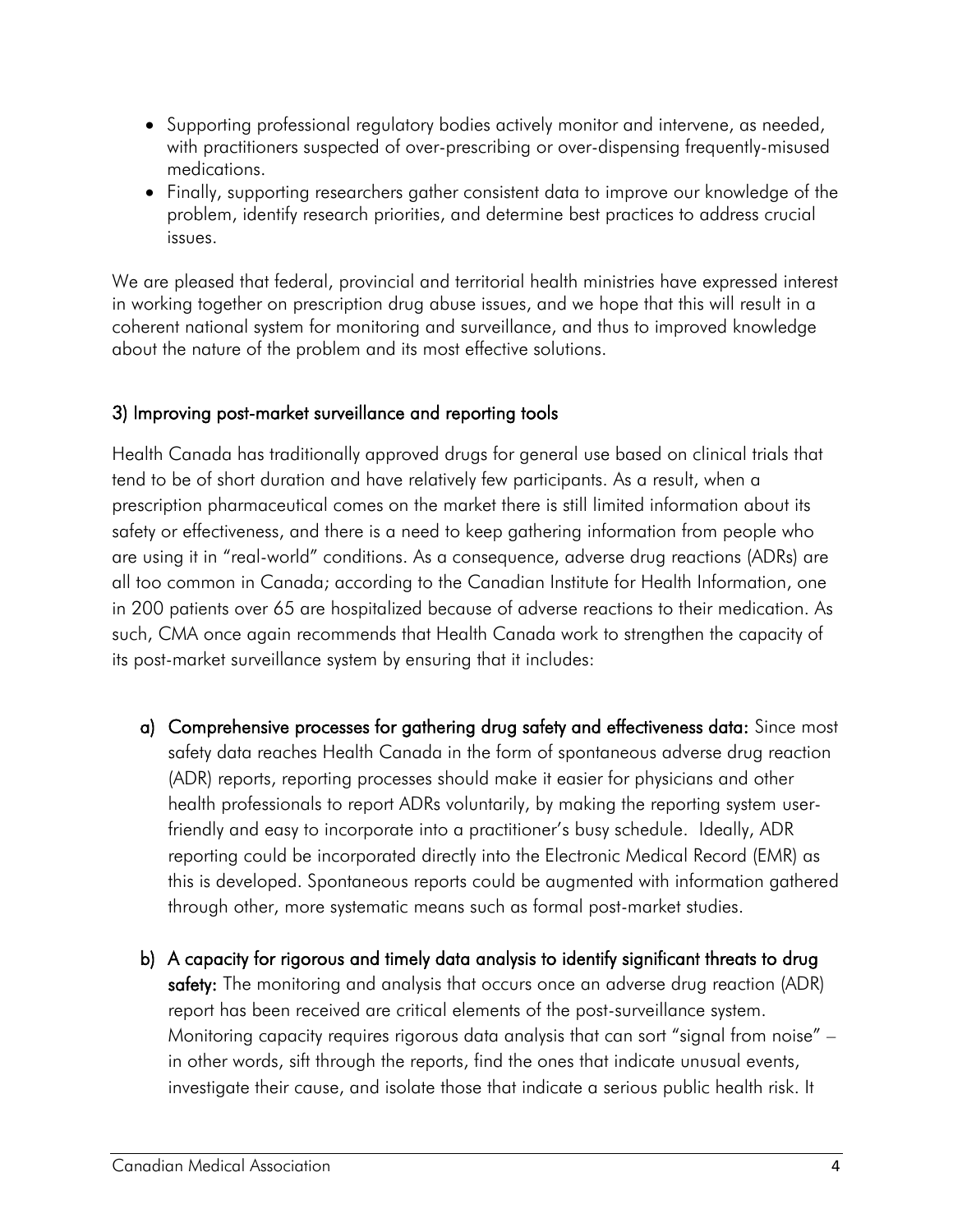- Supporting professional regulatory bodies actively monitor and intervene, as needed, with practitioners suspected of over-prescribing or over-dispensing frequently-misused medications.
- Finally, supporting researchers gather consistent data to improve our knowledge of the problem, identify research priorities, and determine best practices to address crucial issues.

We are pleased that federal, provincial and territorial health ministries have expressed interest in working together on prescription drug abuse issues, and we hope that this will result in a coherent national system for monitoring and surveillance, and thus to improved knowledge about the nature of the problem and its most effective solutions.

### 3) Improving post-market surveillance and reporting tools

Health Canada has traditionally approved drugs for general use based on clinical trials that tend to be of short duration and have relatively few participants. As a result, when a prescription pharmaceutical comes on the market there is still limited information about its safety or effectiveness, and there is a need to keep gathering information from people who are using it in "real-world" conditions. As a consequence, adverse drug reactions (ADRs) are all too common in Canada; according to the Canadian Institute for Health Information, one in 200 patients over 65 are hospitalized because of adverse reactions to their medication. As such, CMA once again recommends that Health Canada work to strengthen the capacity of its post-market surveillance system by ensuring that it includes:

a) **Comprehensive processes for gathering drug safety and effectiveness data:** Since most safety data reaches Health Canada in the form of spontaneous adverse drug reaction (ADR) reports, reporting processes should make it easier for physicians and other health professionals to report ADRs voluntarily, by making the reporting system user-friendly and easy to incorporate into a practitioner's busy schedule. Ideally, ADR reporting could be incorporated directly into the Electronic Medical Record (EMR) as this is developed. Spontaneous reports could be augmented with information gathered through other, more systematic means such as formal post-market studies.

b) **A capacity for rigorous and timely data analysis to identify significant threats to drug safety:** The monitoring and analysis that occurs once an adverse drug reaction (ADR) report has been received are critical elements of the post-surveillance system. Monitoring capacity requires rigorous data analysis that can sort "signal from noise" – in other words, sift through the reports, find the ones that indicate unusual events, investigate their cause, and isolate those that indicate a serious public health risk. It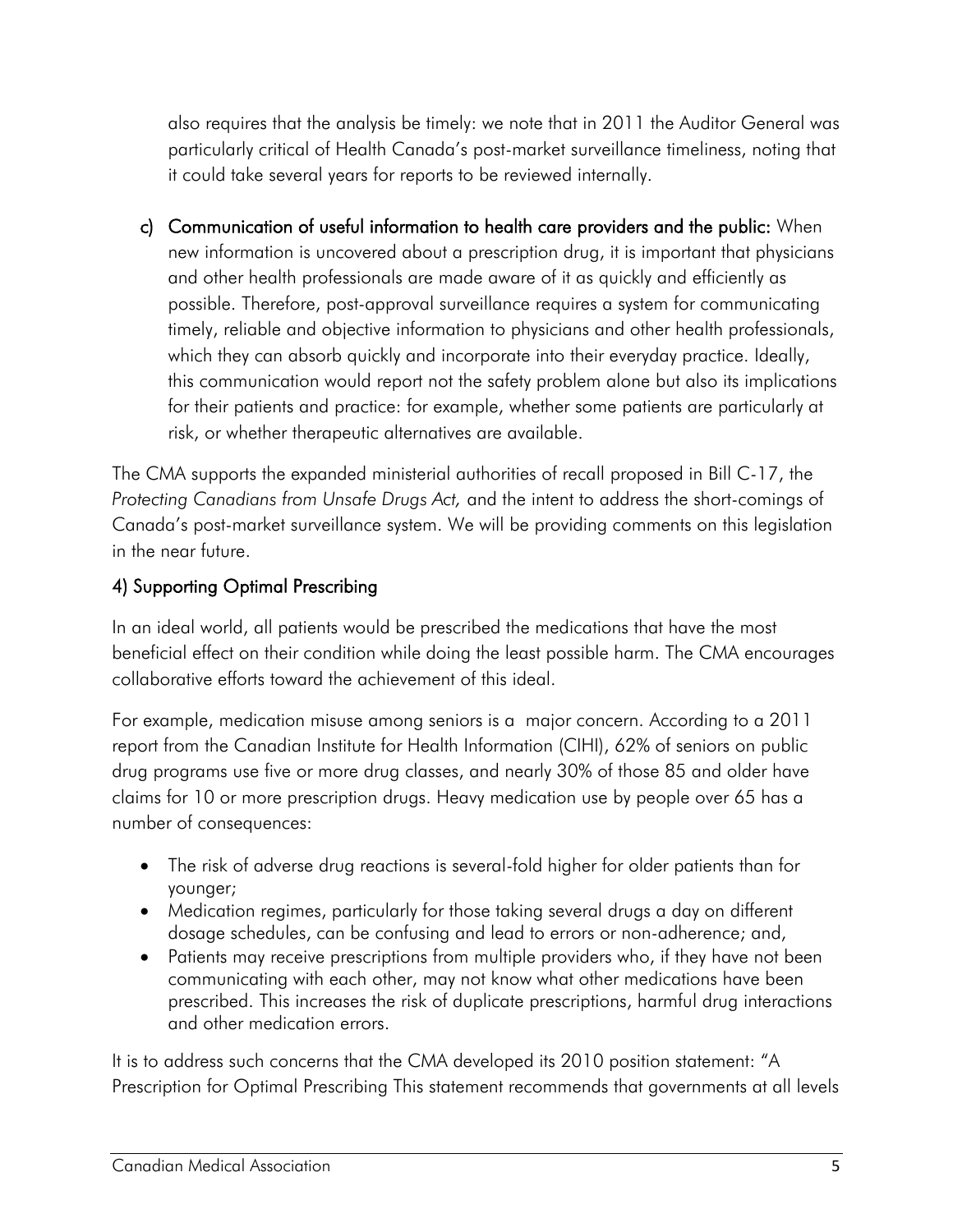also requires that the analysis be timely: we note that in 2011 the Auditor General was particularly critical of Health Canada's post-market surveillance timeliness, noting that it could take several years for reports to be reviewed internally.

c) **Communication of useful information to health care providers and the public:** When new information is uncovered about a prescription drug, it is important that physicians and other health professionals are made aware of it as quickly and efficiently as possible. Therefore, post-approval surveillance requires a system for communicating timely, reliable and objective information to physicians and other health professionals, which they can absorb quickly and incorporate into their everyday practice. Ideally, this communication would report not the safety problem alone but also its implications for their patients and practice: for example, whether some patients are particularly at risk, or whether therapeutic alternatives are available.

The CMA supports the expanded ministerial authorities of recall proposed in Bill C-17, the *Protecting Canadians from Unsafe Drugs Act,* and the intent to address the short-comings of Canada's post-market surveillance system. We will be providing comments on this legislation in the near future.

## 4) Supporting Optimal Prescribing

In an ideal world, all patients would be prescribed the medications that have the most beneficial effect on their condition while doing the least possible harm. The CMA encourages collaborative efforts toward the achievement of this ideal.

For example, medication misuse among seniors is a major concern. According to a 2011 report from the Canadian Institute for Health Information (CIHI), 62% of seniors on public drug programs use five or more drug classes, and nearly 30% of those 85 and older have claims for 10 or more prescription drugs. Heavy medication use by people over 65 has a number of consequences:

- The risk of adverse drug reactions is several-fold higher for older patients than for younger;
- Medication regimes, particularly for those taking several drugs a day on different dosage schedules, can be confusing and lead to errors or non-adherence; and,
- Patients may receive prescriptions from multiple providers who, if they have not been communicating with each other, may not know what other medications have been prescribed. This increases the risk of duplicate prescriptions, harmful drug interactions and other medication errors.

It is to address such concerns that the CMA developed its 2010 position statement: "A Prescription for Optimal Prescribing This statement recommends that governments at all levels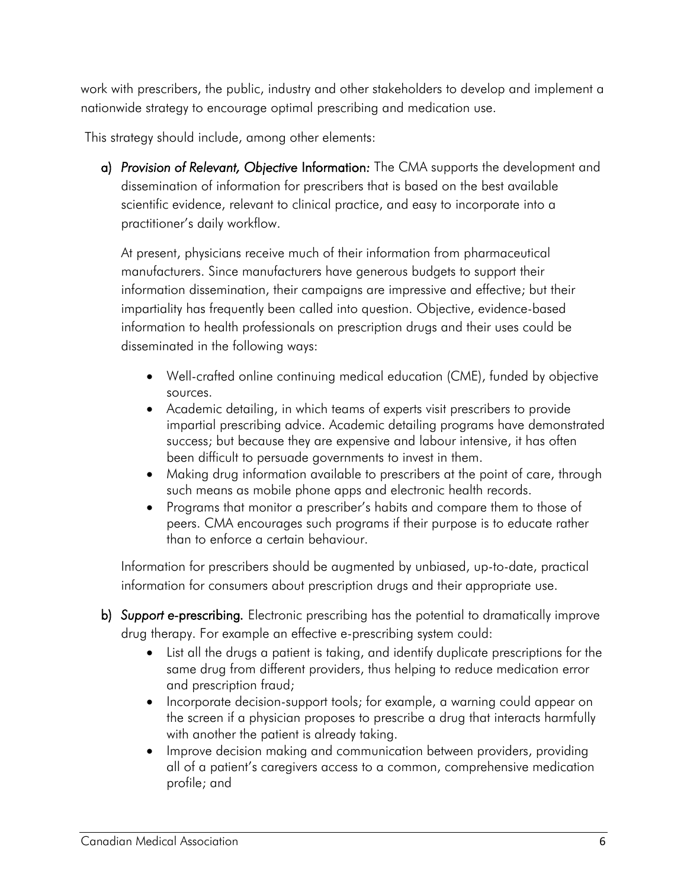work with prescribers, the public, industry and other stakeholders to develop and implement a nationwide strategy to encourage optimal prescribing and medication use.

This strategy should include, among other elements:

a) ***Provision of Relevant, Objective* Information:** The CMA supports the development and dissemination of information for prescribers that is based on the best available scientific evidence, relevant to clinical practice, and easy to incorporate into a practitioner's daily workflow.

   At present, physicians receive much of their information from pharmaceutical manufacturers. Since manufacturers have generous budgets to support their information dissemination, their campaigns are impressive and effective; but their impartiality has frequently been called into question. Objective, evidence-based information to health professionals on prescription drugs and their uses could be disseminated in the following ways:

   - Well-crafted online continuing medical education (CME), funded by objective sources.
   - Academic detailing, in which teams of experts visit prescribers to provide impartial prescribing advice. Academic detailing programs have demonstrated success; but because they are expensive and labour intensive, it has often been difficult to persuade governments to invest in them.
   - Making drug information available to prescribers at the point of care, through such means as mobile phone apps and electronic health records.
   - Programs that monitor a prescriber's habits and compare them to those of peers. CMA encourages such programs if their purpose is to educate rather than to enforce a certain behaviour.

   Information for prescribers should be augmented by unbiased, up-to-date, practical information for consumers about prescription drugs and their appropriate use.

b) ***Support* e-prescribing.** Electronic prescribing has the potential to dramatically improve drug therapy. For example an effective e-prescribing system could:
   - List all the drugs a patient is taking, and identify duplicate prescriptions for the same drug from different providers, thus helping to reduce medication error and prescription fraud;
   - Incorporate decision-support tools; for example, a warning could appear on the screen if a physician proposes to prescribe a drug that interacts harmfully with another the patient is already taking.
   - Improve decision making and communication between providers, providing all of a patient's caregivers access to a common, comprehensive medication profile; and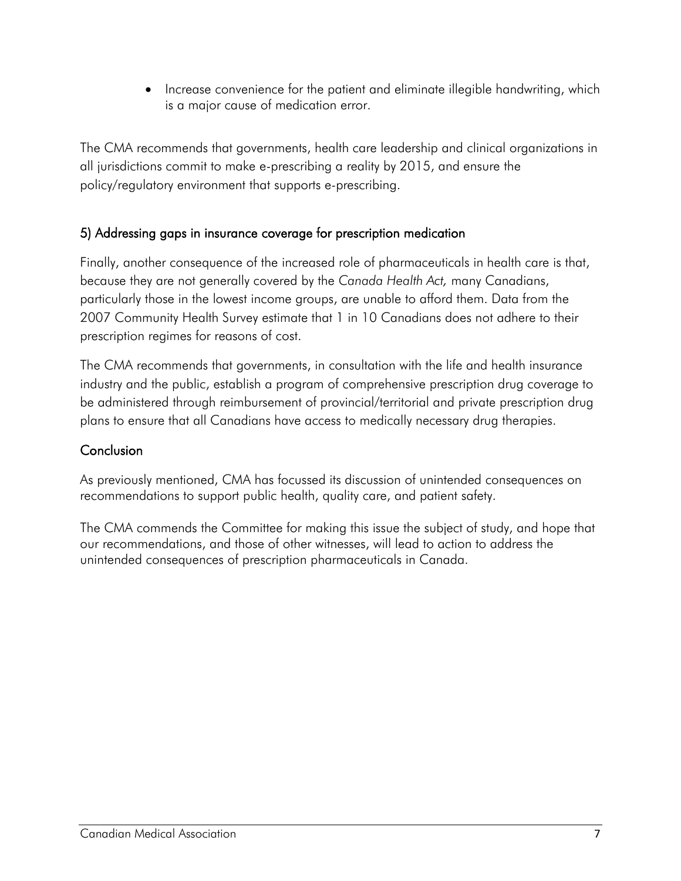- Increase convenience for the patient and eliminate illegible handwriting, which is a major cause of medication error.

The CMA recommends that governments, health care leadership and clinical organizations in all jurisdictions commit to make e-prescribing a reality by 2015, and ensure the policy/regulatory environment that supports e-prescribing.

### 5) Addressing gaps in insurance coverage for prescription medication

Finally, another consequence of the increased role of pharmaceuticals in health care is that, because they are not generally covered by the *Canada Health Act,* many Canadians, particularly those in the lowest income groups, are unable to afford them. Data from the 2007 Community Health Survey estimate that 1 in 10 Canadians does not adhere to their prescription regimes for reasons of cost.

The CMA recommends that governments, in consultation with the life and health insurance industry and the public, establish a program of comprehensive prescription drug coverage to be administered through reimbursement of provincial/territorial and private prescription drug plans to ensure that all Canadians have access to medically necessary drug therapies.

## Conclusion

As previously mentioned, CMA has focussed its discussion of unintended consequences on recommendations to support public health, quality care, and patient safety.

The CMA commends the Committee for making this issue the subject of study, and hope that our recommendations, and those of other witnesses, will lead to action to address the unintended consequences of prescription pharmaceuticals in Canada.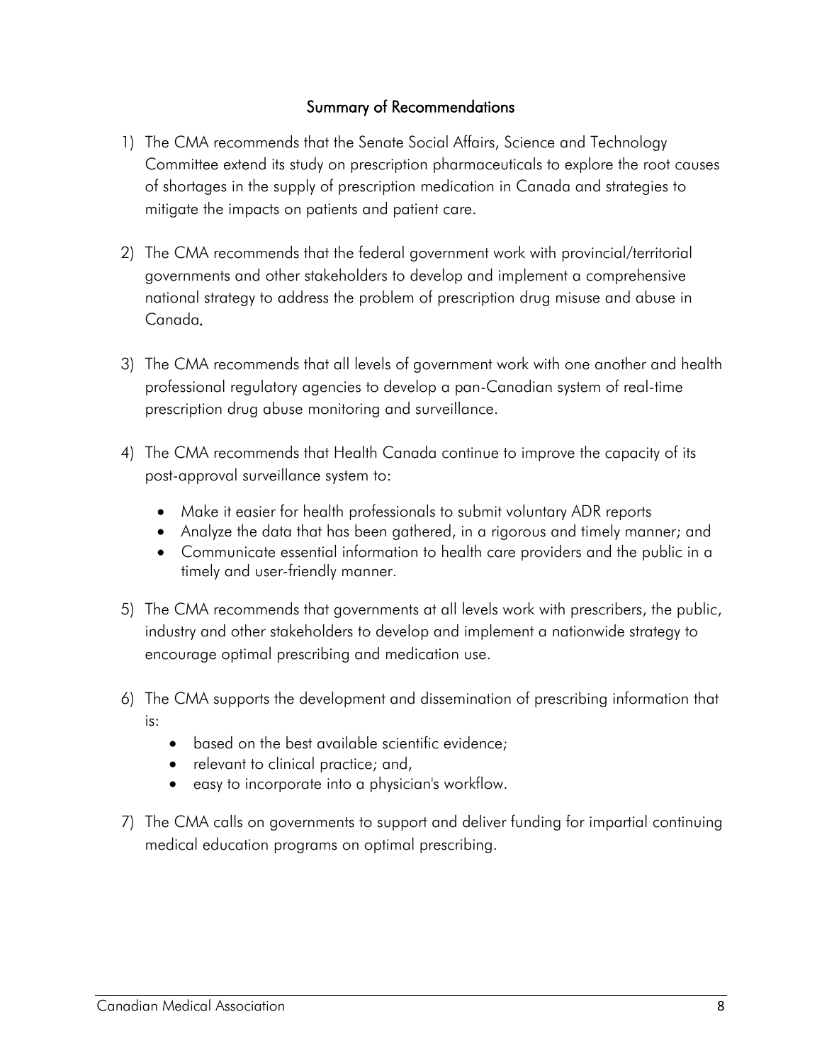## Summary of Recommendations

1) The CMA recommends that the Senate Social Affairs, Science and Technology Committee extend its study on prescription pharmaceuticals to explore the root causes of shortages in the supply of prescription medication in Canada and strategies to mitigate the impacts on patients and patient care.

2) The CMA recommends that the federal government work with provincial/territorial governments and other stakeholders to develop and implement a comprehensive national strategy to address the problem of prescription drug misuse and abuse in Canada.

3) The CMA recommends that all levels of government work with one another and health professional regulatory agencies to develop a pan-Canadian system of real-time prescription drug abuse monitoring and surveillance.

4) The CMA recommends that Health Canada continue to improve the capacity of its post-approval surveillance system to:
   - Make it easier for health professionals to submit voluntary ADR reports
   - Analyze the data that has been gathered, in a rigorous and timely manner; and
   - Communicate essential information to health care providers and the public in a timely and user-friendly manner.

5) The CMA recommends that governments at all levels work with prescribers, the public, industry and other stakeholders to develop and implement a nationwide strategy to encourage optimal prescribing and medication use.

6) The CMA supports the development and dissemination of prescribing information that is:
   - based on the best available scientific evidence;
   - relevant to clinical practice; and,
   - easy to incorporate into a physician's workflow.

7) The CMA calls on governments to support and deliver funding for impartial continuing medical education programs on optimal prescribing.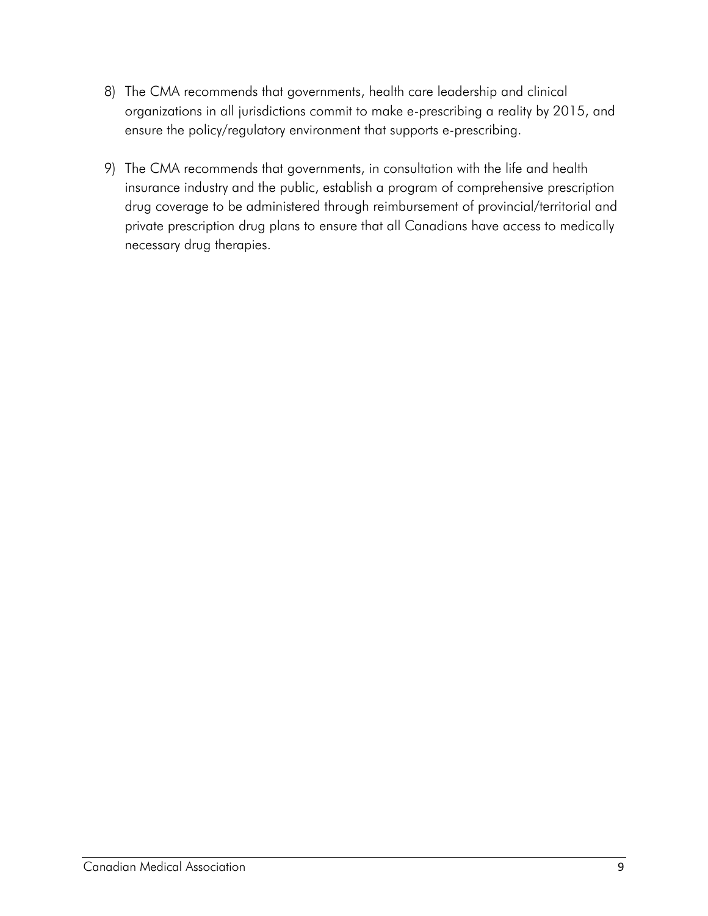8) The CMA recommends that governments, health care leadership and clinical organizations in all jurisdictions commit to make e-prescribing a reality by 2015, and ensure the policy/regulatory environment that supports e-prescribing.

9) The CMA recommends that governments, in consultation with the life and health insurance industry and the public, establish a program of comprehensive prescription drug coverage to be administered through reimbursement of provincial/territorial and private prescription drug plans to ensure that all Canadians have access to medically necessary drug therapies.